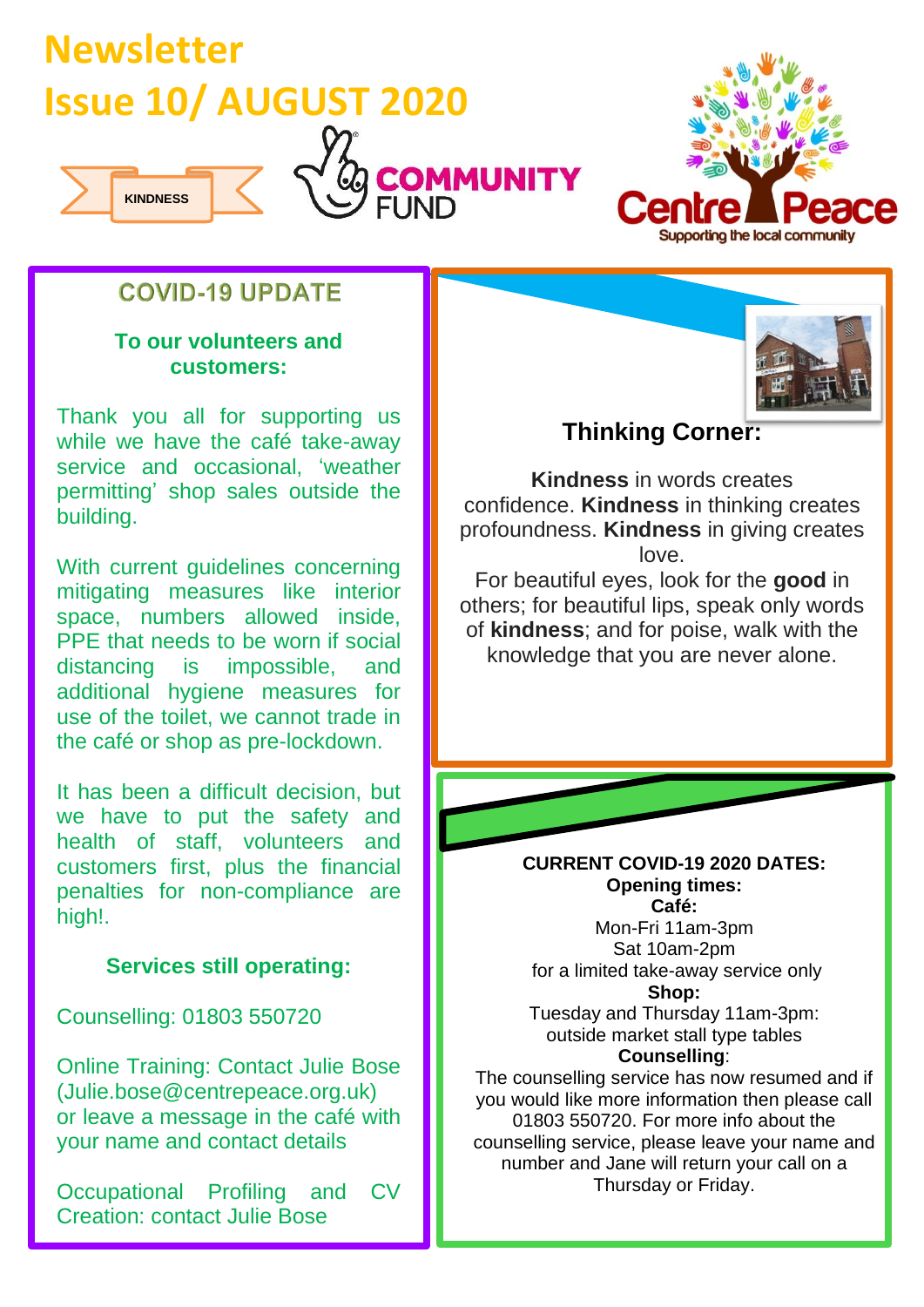# Newsletter

# Issue 10/ AUGUST 2020

KINDNESS

COMMUNITY FUND

Centre Peace
Supporting the local community

## COVID-19 UPDATE

### To our volunteers and customers:

Thank you all for supporting us while we have the café take-away service and occasional, 'weather permitting' shop sales outside the building.

With current guidelines concerning mitigating measures like interior space, numbers allowed inside, PPE that needs to be worn if social distancing is impossible, and additional hygiene measures for use of the toilet, we cannot trade in the café or shop as pre-lockdown.

It has been a difficult decision, but we have to put the safety and health of staff, volunteers and customers first, plus the financial penalties for non-compliance are high!.

### Services still operating:

Counselling: 01803 550720

Online Training: Contact Julie Bose (Julie.bose@centrepeace.org.uk) or leave a message in the café with your name and contact details

Occupational Profiling and CV Creation: contact Julie Bose

## Thinking Corner:

**Kindness** in words creates confidence. **Kindness** in thinking creates profoundness. **Kindness** in giving creates love.
For beautiful eyes, look for the **good** in others; for beautiful lips, speak only words of **kindness**; and for poise, walk with the knowledge that you are never alone.

**CURRENT COVID-19 2020 DATES:**
**Opening times:**
**Café:**
Mon-Fri 11am-3pm
Sat 10am-2pm
for a limited take-away service only
**Shop:**
Tuesday and Thursday 11am-3pm:
outside market stall type tables
**Counselling**:
The counselling service has now resumed and if you would like more information then please call 01803 550720. For more info about the counselling service, please leave your name and number and Jane will return your call on a Thursday or Friday.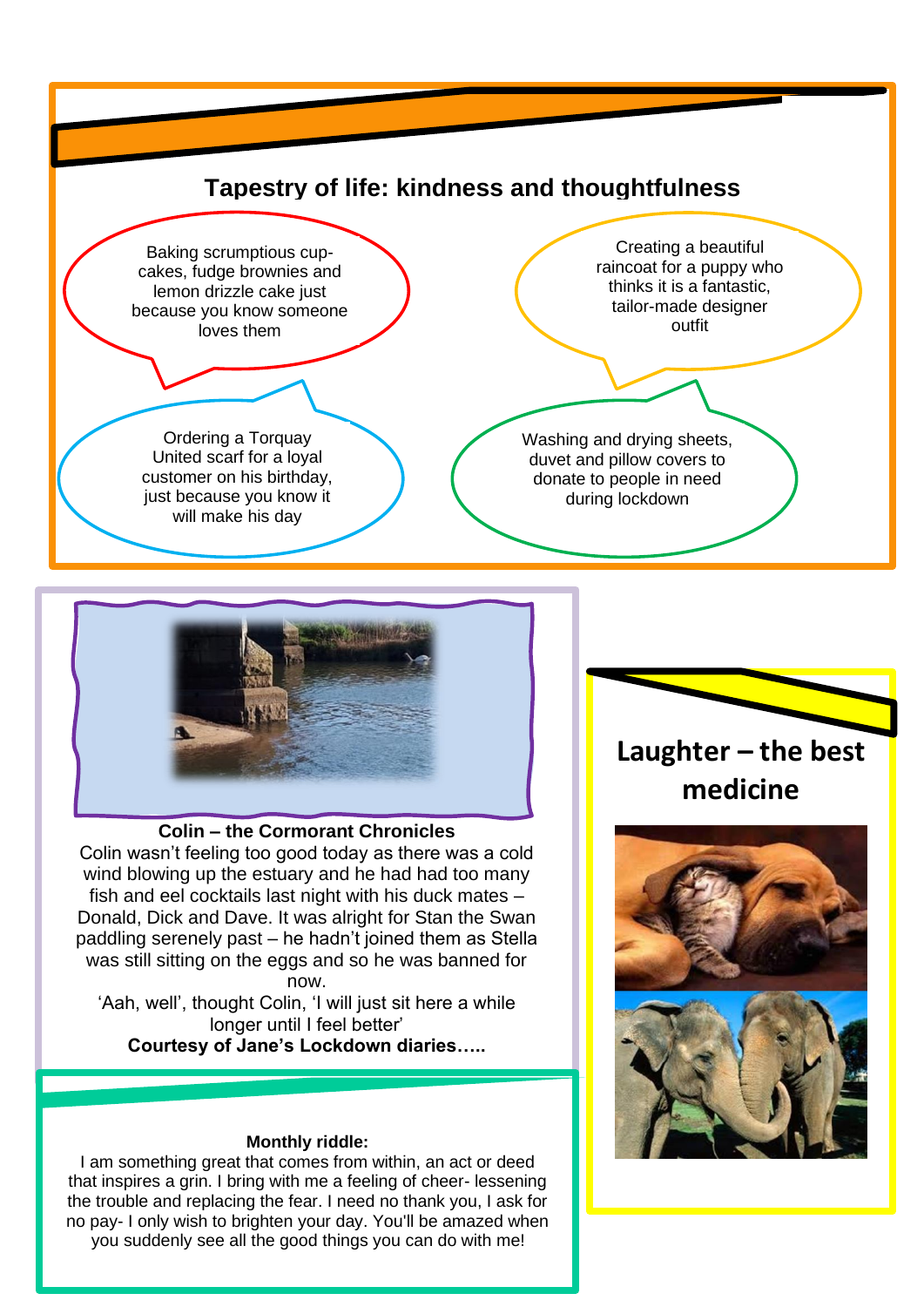## Tapestry of life: kindness and thoughtfulness

Baking scrumptious cup-cakes, fudge brownies and lemon drizzle cake just because you know someone loves them

Creating a beautiful raincoat for a puppy who thinks it is a fantastic, tailor-made designer outfit

Ordering a Torquay United scarf for a loyal customer on his birthday, just because you know it will make his day

Washing and drying sheets, duvet and pillow covers to donate to people in need during lockdown

**Colin – the Cormorant Chronicles**

Colin wasn't feeling too good today as there was a cold wind blowing up the estuary and he had had too many fish and eel cocktails last night with his duck mates – Donald, Dick and Dave. It was alright for Stan the Swan paddling serenely past – he hadn't joined them as Stella was still sitting on the eggs and so he was banned for now.

'Aah, well', thought Colin, 'I will just sit here a while longer until I feel better'

**Courtesy of Jane's Lockdown diaries…..**

## Laughter – the best medicine

**Monthly riddle:**

I am something great that comes from within, an act or deed that inspires a grin. I bring with me a feeling of cheer- lessening the trouble and replacing the fear. I need no thank you, I ask for no pay- I only wish to brighten your day. You'll be amazed when you suddenly see all the good things you can do with me!